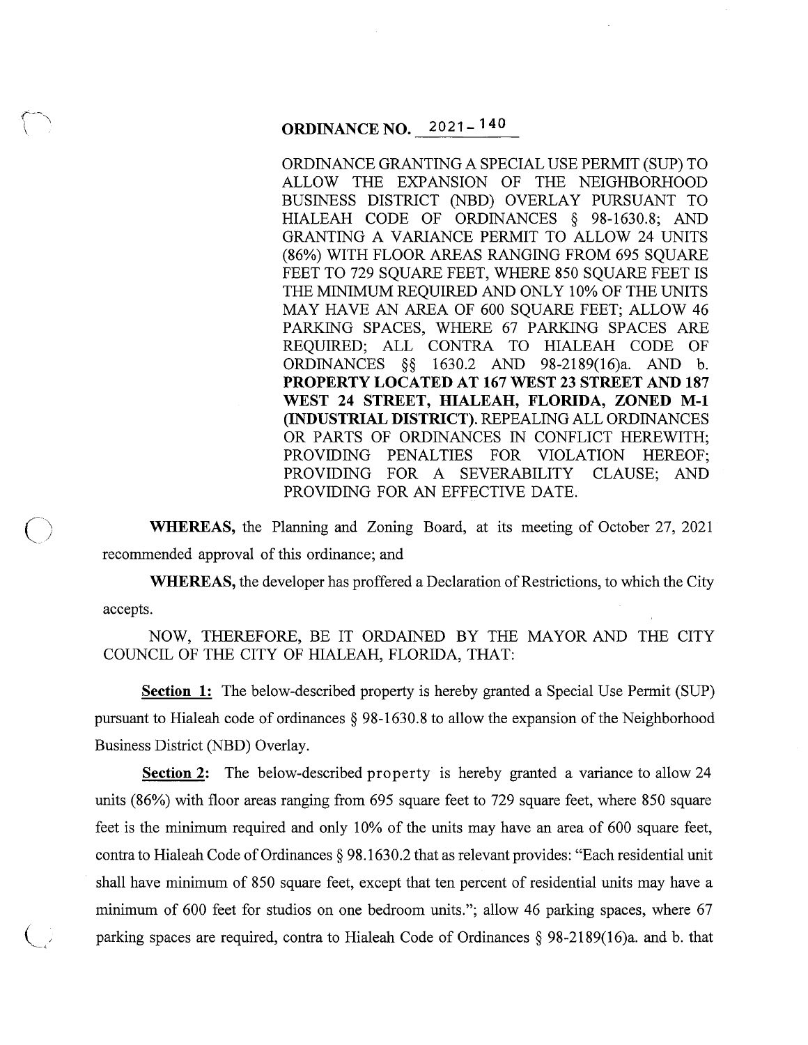# ORDINANCE NO. 2021- 140

ORDINANCE GRANTING A SPECIAL USE PERMIT (SUP) TO ALLOW THE EXPANSION OF THE NEIGHBORHOOD BUSINESS DISTRICT (NBD) OVERLAY PURSUANT TO HIALEAH CODE OF ORDINANCES § 98-1630.8; AND GRANTING A VARIANCE PERMIT TO ALLOW 24 UNITS (86%) WITH FLOOR AREAS RANGING FROM 695 SQUARE FEET TO 729 SQUARE FEET, WHERE 850 SQUARE FEET IS THE MINIMUM REQUIRED AND ONLY 10% OF THE UNITS MAY HAVE AN AREA OF 600 SQUARE FEET; ALLOW 46 PARKING SPACES, WHERE 67 PARKING SPACES ARE REQUIRED; ALL CONTRA TO HIALEAH CODE OF ORDINANCES §§ 1630.2 AND 98-2189(16)a. AND b. **PROPERTY LOCATED AT 167 WEST 23 STREET AND 187 WEST 24 STREET, HIALEAH, FLORIDA, ZONED M-1 (INDUSTRIAL DISTRICT).** REPEALING ALL ORDINANCES OR PARTS OF ORDINANCES IN CONFLICT HEREWITH; PROVIDING PENALTIES FOR VIOLATION HEREOF; PROVIDING FOR A SEVERABILITY CLAUSE; AND PROVIDING FOR AN EFFECTIVE DATE.

**WHEREAS,** the Planning and Zoning Board, at its meeting of October 27, 2021 recommended approval of this ordinance; and

**WHEREAS,** the developer has proffered a Declaration of Restrictions, to which the City accepts.

NOW, THEREFORE, BE IT ORDAINED BY THE MAYOR AND THE CITY COUNCIL OF THE CITY OF HIALEAH, FLORIDA, THAT:

**Section 1:** The below-described property is hereby granted a Special Use Permit (SUP) pursuant to Hialeah code of ordinances § 98-1630.8 to allow the expansion of the Neighborhood Business District (NBD) Overlay.

**Section 2:** The below-described property is hereby granted a variance to allow 24 units (86%) with floor areas ranging from 695 square feet to 729 square feet, where 850 square feet is the minimum required and only 10% of the units may have an area of 600 square feet, contra to Hialeah Code of Ordinances § 98.1630.2 that as relevant provides: "Each residential unit shall have minimum of 850 square feet, except that ten percent of residential units may have a minimum of 600 feet for studios on one bedroom units."; allow 46 parking spaces, where 67 parking spaces are required, contra to Hialeah Code of Ordinances § 98-2189(16)a. and b. that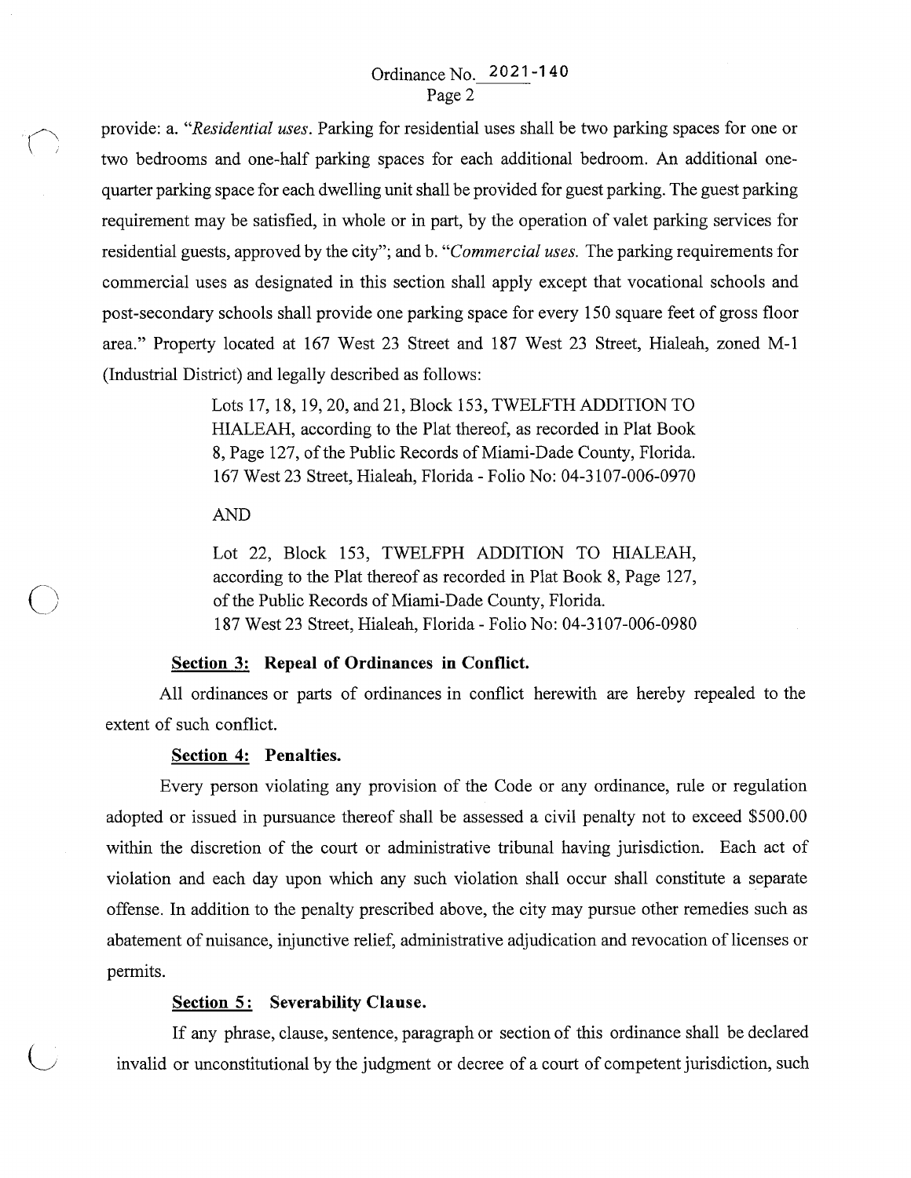provide: a. "*Residential uses.* Parking for residential uses shall be two parking spaces for one or two bedrooms and one-half parking spaces for each additional bedroom. An additional one-quarter parking space for each dwelling unit shall be provided for guest parking. The guest parking requirement may be satisfied, in whole or in part, by the operation of valet parking services for residential guests, approved by the city"; and b. "*Commercial uses.* The parking requirements for commercial uses as designated in this section shall apply except that vocational schools and post-secondary schools shall provide one parking space for every 150 square feet of gross floor area." Property located at 167 West 23 Street and 187 West 23 Street, Hialeah, zoned M-1 (Industrial District) and legally described as follows:

> Lots 17, 18, 19, 20, and 21, Block 153, TWELFTH ADDITION TO HIALEAH, according to the Plat thereof, as recorded in Plat Book 8, Page 127, of the Public Records of Miami-Dade County, Florida.
> 167 West 23 Street, Hialeah, Florida - Folio No: 04-3107-006-0970
>
> AND
>
> Lot 22, Block 153, TWELFPH ADDITION TO HIALEAH, according to the Plat thereof as recorded in Plat Book 8, Page 127, of the Public Records of Miami-Dade County, Florida.
> 187 West 23 Street, Hialeah, Florida - Folio No: 04-3107-006-0980

**Section 3: Repeal of Ordinances in Conflict.**

All ordinances or parts of ordinances in conflict herewith are hereby repealed to the extent of such conflict.

**Section 4: Penalties.**

Every person violating any provision of the Code or any ordinance, rule or regulation adopted or issued in pursuance thereof shall be assessed a civil penalty not to exceed $500.00 within the discretion of the court or administrative tribunal having jurisdiction. Each act of violation and each day upon which any such violation shall occur shall constitute a separate offense. In addition to the penalty prescribed above, the city may pursue other remedies such as abatement of nuisance, injunctive relief, administrative adjudication and revocation of licenses or permits.

**Section 5: Severability Clause.**

If any phrase, clause, sentence, paragraph or section of this ordinance shall be declared invalid or unconstitutional by the judgment or decree of a court of competent jurisdiction, such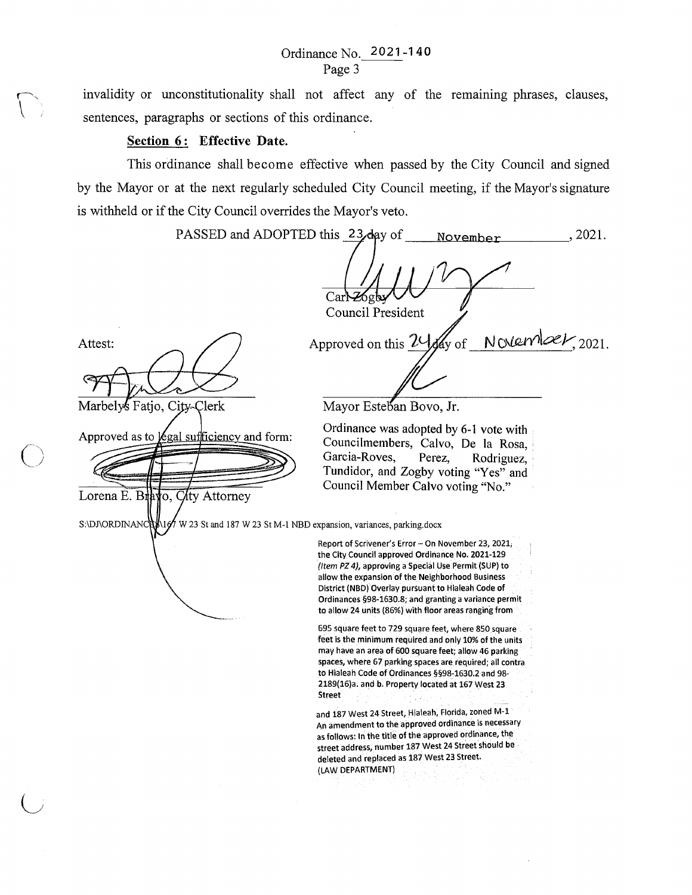invalidity or unconstitutionality shall not affect any of the remaining phrases, clauses, sentences, paragraphs or sections of this ordinance.

**Section 6: Effective Date.**

This ordinance shall become effective when passed by the City Council and signed by the Mayor or at the next regularly scheduled City Council meeting, if the Mayor's signature is withheld or if the City Council overrides the Mayor's veto.

PASSED and ADOPTED this 23 day of November, 2021.

Carl Zogby
Council President

Attest:

Approved on this 24 day of November, 2021.

Marbelys Fatjo, City Clerk

Mayor Esteban Bovo, Jr.

Approved as to legal sufficiency and form:

Lorena E. Bravo, City Attorney

Ordinance was adopted by 6-1 vote with Councilmembers, Calvo, De la Rosa, Garcia-Roves, Perez, Rodriguez, Tundidor, and Zogby voting "Yes" and Council Member Calvo voting "No."

S:\DJ\ORDINANCES\167 W 23 St and 187 W 23 St M-1 NBD expansion, variances, parking.docx

Report of Scrivener's Error – On November 23, 2021, the City Council approved Ordinance No. 2021-129 *(Item PZ 4)*, approving a Special Use Permit (SUP) to allow the expansion of the Neighborhood Business District (NBD) Overlay pursuant to Hialeah Code of Ordinances §98-1630.8; and granting a variance permit to allow 24 units (86%) with floor areas ranging from 695 square feet to 729 square feet, where 850 square feet is the minimum required and only 10% of the units may have an area of 600 square feet; allow 46 parking spaces, where 67 parking spaces are required; all contra to Hialeah Code of Ordinances §§98-1630.2 and 98-2189(16)a. and b. Property located at 167 West 23 Street and 187 West 24 Street, Hialeah, Florida, zoned M-1 An amendment to the approved ordinance is necessary as follows: In the title of the approved ordinance, the street address, number 187 West 24 Street should be deleted and replaced as 187 West 23 Street. (LAW DEPARTMENT)